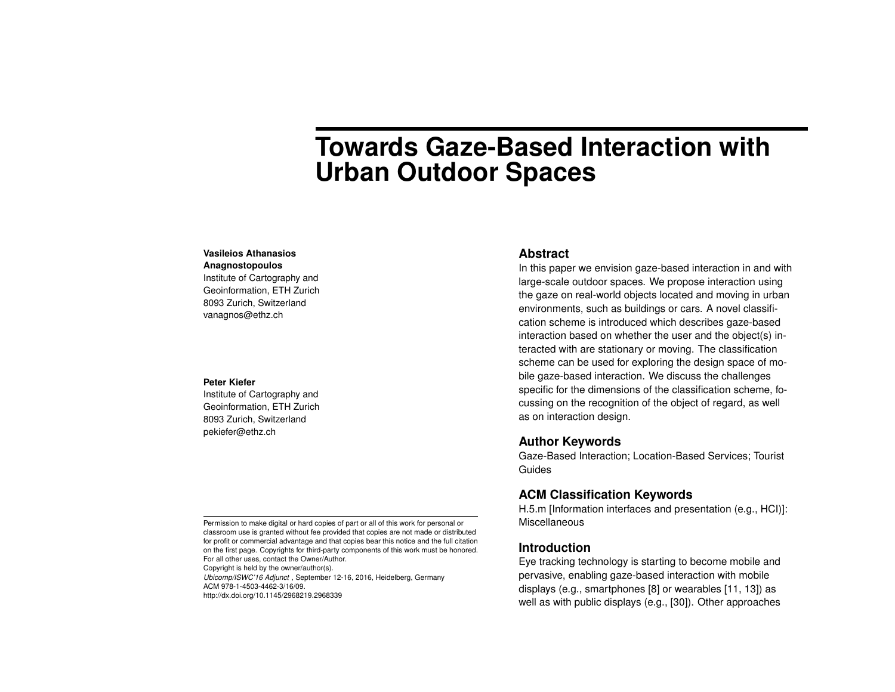# Towards Gaze-Based Interaction with Urban Outdoor Spaces

**Vasileios Athanasios Anagnostopoulos**
Institute of Cartography and Geoinformation, ETH Zurich
8093 Zurich, Switzerland
vanagnos@ethz.ch

**Peter Kiefer**
Institute of Cartography and Geoinformation, ETH Zurich
8093 Zurich, Switzerland
pekiefer@ethz.ch

Permission to make digital or hard copies of part or all of this work for personal or classroom use is granted without fee provided that copies are not made or distributed for profit or commercial advantage and that copies bear this notice and the full citation on the first page. Copyrights for third-party components of this work must be honored. For all other uses, contact the Owner/Author.
Copyright is held by the owner/author(s).
*Ubicomp/ISWC'16 Adjunct* , September 12-16, 2016, Heidelberg, Germany
ACM 978-1-4503-4462-3/16/09.
http://dx.doi.org/10.1145/2968219.2968339

## Abstract

In this paper we envision gaze-based interaction in and with large-scale outdoor spaces. We propose interaction using the gaze on real-world objects located and moving in urban environments, such as buildings or cars. A novel classification scheme is introduced which describes gaze-based interaction based on whether the user and the object(s) interacted with are stationary or moving. The classification scheme can be used for exploring the design space of mobile gaze-based interaction. We discuss the challenges specific for the dimensions of the classification scheme, focussing on the recognition of the object of regard, as well as on interaction design.

## Author Keywords

Gaze-Based Interaction; Location-Based Services; Tourist Guides

## ACM Classification Keywords

H.5.m [Information interfaces and presentation (e.g., HCI)]: Miscellaneous

## Introduction

Eye tracking technology is starting to become mobile and pervasive, enabling gaze-based interaction with mobile displays (e.g., smartphones [8] or wearables [11, 13]) as well as with public displays (e.g., [30]). Other approaches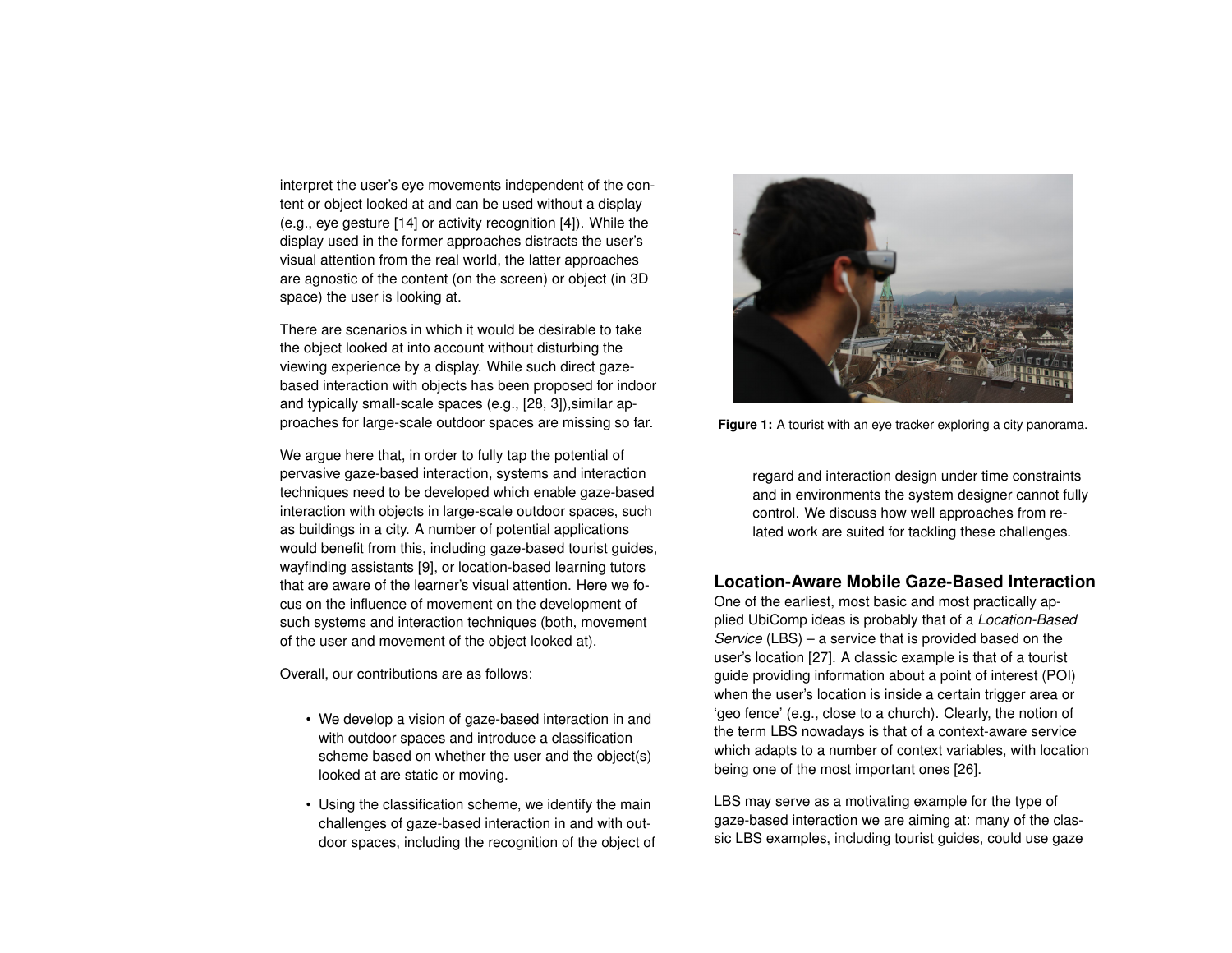interpret the user's eye movements independent of the content or object looked at and can be used without a display (e.g., eye gesture [14] or activity recognition [4]). While the display used in the former approaches distracts the user's visual attention from the real world, the latter approaches are agnostic of the content (on the screen) or object (in 3D space) the user is looking at.

There are scenarios in which it would be desirable to take the object looked at into account without disturbing the viewing experience by a display. While such direct gaze-based interaction with objects has been proposed for indoor and typically small-scale spaces (e.g., [28, 3]),similar approaches for large-scale outdoor spaces are missing so far.

We argue here that, in order to fully tap the potential of pervasive gaze-based interaction, systems and interaction techniques need to be developed which enable gaze-based interaction with objects in large-scale outdoor spaces, such as buildings in a city. A number of potential applications would benefit from this, including gaze-based tourist guides, wayfinding assistants [9], or location-based learning tutors that are aware of the learner's visual attention. Here we focus on the influence of movement on the development of such systems and interaction techniques (both, movement of the user and movement of the object looked at).

Overall, our contributions are as follows:

- We develop a vision of gaze-based interaction in and with outdoor spaces and introduce a classification scheme based on whether the user and the object(s) looked at are static or moving.
- Using the classification scheme, we identify the main challenges of gaze-based interaction in and with outdoor spaces, including the recognition of the object of regard and interaction design under time constraints and in environments the system designer cannot fully control. We discuss how well approaches from related work are suited for tackling these challenges.

**Figure 1:** A tourist with an eye tracker exploring a city panorama.

## Location-Aware Mobile Gaze-Based Interaction

One of the earliest, most basic and most practically applied UbiComp ideas is probably that of a *Location-Based Service* (LBS) – a service that is provided based on the user's location [27]. A classic example is that of a tourist guide providing information about a point of interest (POI) when the user's location is inside a certain trigger area or 'geo fence' (e.g., close to a church). Clearly, the notion of the term LBS nowadays is that of a context-aware service which adapts to a number of context variables, with location being one of the most important ones [26].

LBS may serve as a motivating example for the type of gaze-based interaction we are aiming at: many of the classic LBS examples, including tourist guides, could use gaze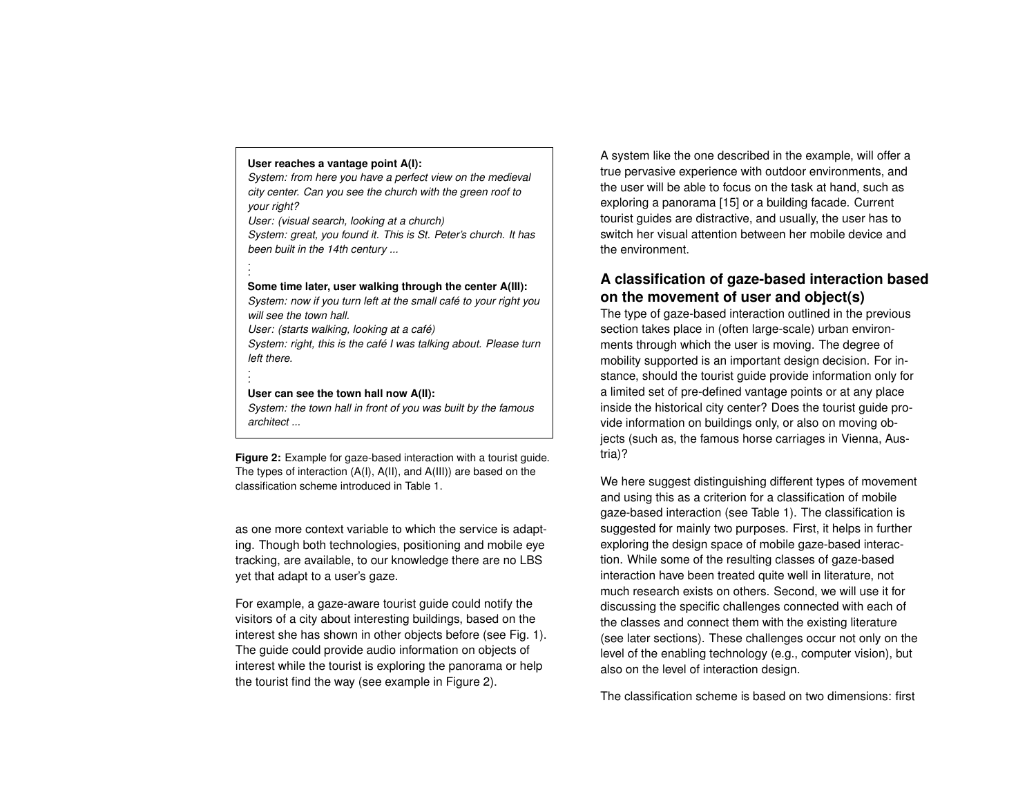**User reaches a vantage point A(I):**

*System: from here you have a perfect view on the medieval city center. Can you see the church with the green roof to your right?*

*User: (visual search, looking at a church)*

*System: great, you found it. This is St. Peter's church. It has been built in the 14th century ...*

⋮

**Some time later, user walking through the center A(III):**

*System: now if you turn left at the small café to your right you will see the town hall.*

*User: (starts walking, looking at a café)*

*System: right, this is the café I was talking about. Please turn left there.*

⋮

**User can see the town hall now A(II):**

*System: the town hall in front of you was built by the famous architect ...*

**Figure 2:** Example for gaze-based interaction with a tourist guide. The types of interaction (A(I), A(II), and A(III)) are based on the classification scheme introduced in Table 1.

as one more context variable to which the service is adapting. Though both technologies, positioning and mobile eye tracking, are available, to our knowledge there are no LBS yet that adapt to a user's gaze.

For example, a gaze-aware tourist guide could notify the visitors of a city about interesting buildings, based on the interest she has shown in other objects before (see Fig. 1). The guide could provide audio information on objects of interest while the tourist is exploring the panorama or help the tourist find the way (see example in Figure 2).

A system like the one described in the example, will offer a true pervasive experience with outdoor environments, and the user will be able to focus on the task at hand, such as exploring a panorama [15] or a building facade. Current tourist guides are distractive, and usually, the user has to switch her visual attention between her mobile device and the environment.

## A classification of gaze-based interaction based on the movement of user and object(s)

The type of gaze-based interaction outlined in the previous section takes place in (often large-scale) urban environments through which the user is moving. The degree of mobility supported is an important design decision. For instance, should the tourist guide provide information only for a limited set of pre-defined vantage points or at any place inside the historical city center? Does the tourist guide provide information on buildings only, or also on moving objects (such as, the famous horse carriages in Vienna, Austria)?

We here suggest distinguishing different types of movement and using this as a criterion for a classification of mobile gaze-based interaction (see Table 1). The classification is suggested for mainly two purposes. First, it helps in further exploring the design space of mobile gaze-based interaction. While some of the resulting classes of gaze-based interaction have been treated quite well in literature, not much research exists on others. Second, we will use it for discussing the specific challenges connected with each of the classes and connect them with the existing literature (see later sections). These challenges occur not only on the level of the enabling technology (e.g., computer vision), but also on the level of interaction design.

The classification scheme is based on two dimensions: first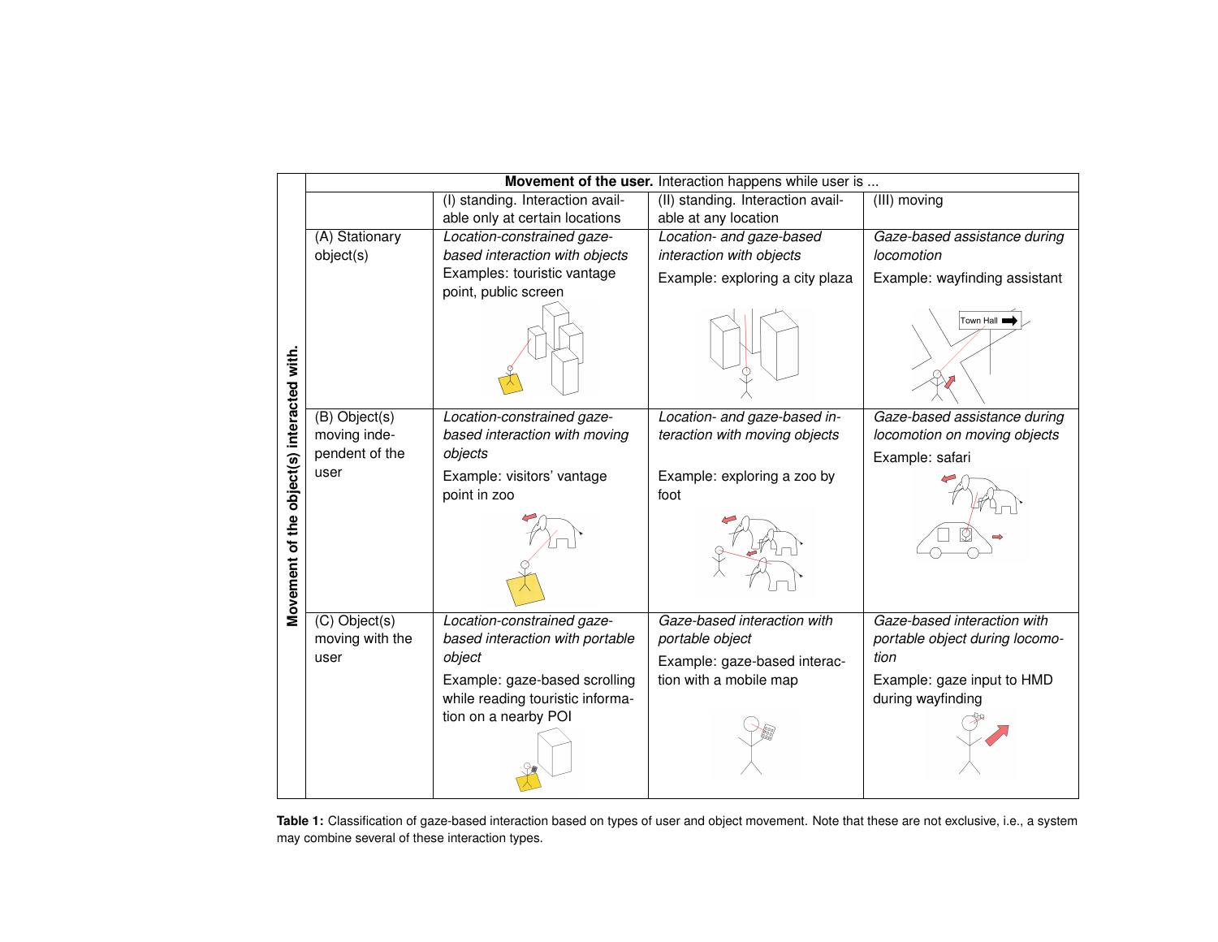| Movement of the object(s) interacted with. | **Movement of the user.** Interaction happens while user is ... | | |
|---|---|---|---|
| | (I) standing. Interaction available only at certain locations | (II) standing. Interaction available at any location | (III) moving |
| (A) Stationary object(s) | *Location-constrained gaze-based interaction with objects* Examples: touristic vantage point, public screen | *Location- and gaze-based interaction with objects* Example: exploring a city plaza | *Gaze-based assistance during locomotion* Example: wayfinding assistant |
| (B) Object(s) moving independent of the user | *Location-constrained gaze-based interaction with moving objects* Example: visitors' vantage point in zoo | *Location- and gaze-based interaction with moving objects* Example: exploring a zoo by foot | *Gaze-based assistance during locomotion on moving objects* Example: safari |
| (C) Object(s) moving with the user | *Location-constrained gaze-based interaction with portable object* Example: gaze-based scrolling while reading touristic information on a nearby POI | *Gaze-based interaction with portable object* Example: gaze-based interaction with a mobile map | *Gaze-based interaction with portable object during locomotion* Example: gaze input to HMD during wayfinding |

**Table 1:** Classification of gaze-based interaction based on types of user and object movement. Note that these are not exclusive, i.e., a system may combine several of these interaction types.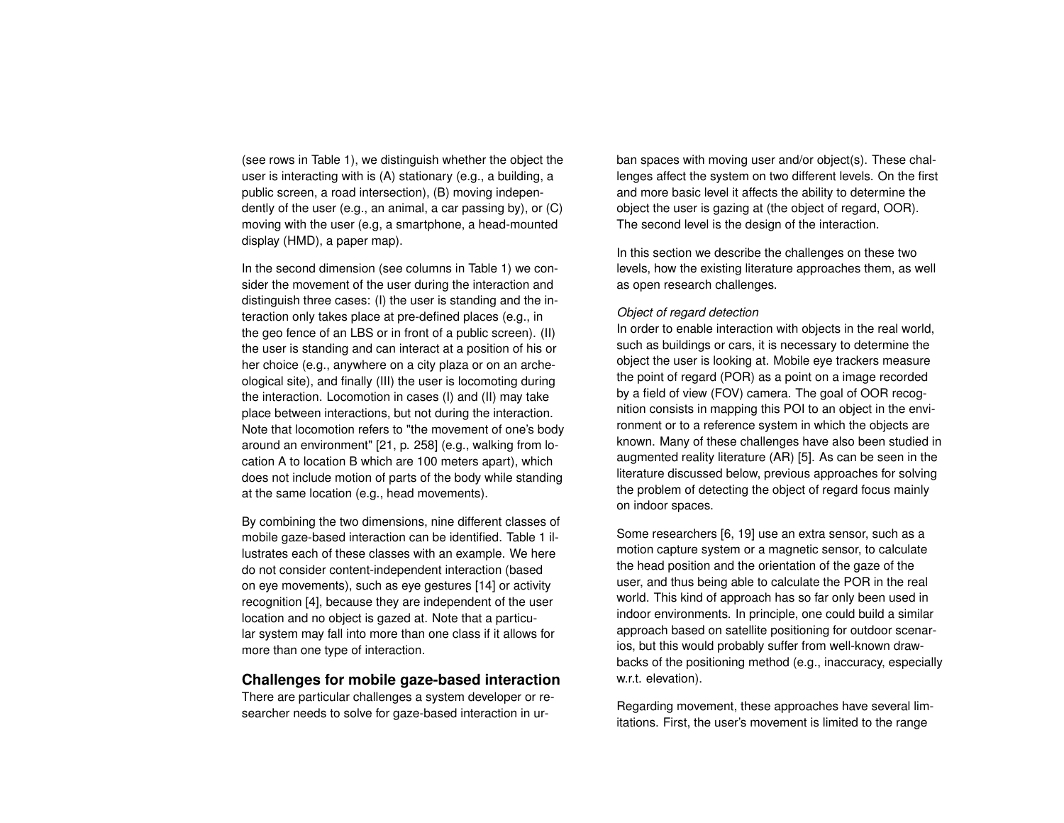(see rows in Table 1), we distinguish whether the object the user is interacting with is (A) stationary (e.g., a building, a public screen, a road intersection), (B) moving independently of the user (e.g., an animal, a car passing by), or (C) moving with the user (e.g, a smartphone, a head-mounted display (HMD), a paper map).

In the second dimension (see columns in Table 1) we consider the movement of the user during the interaction and distinguish three cases: (I) the user is standing and the interaction only takes place at pre-defined places (e.g., in the geo fence of an LBS or in front of a public screen). (II) the user is standing and can interact at a position of his or her choice (e.g., anywhere on a city plaza or on an archeological site), and finally (III) the user is locomoting during the interaction. Locomotion in cases (I) and (II) may take place between interactions, but not during the interaction. Note that locomotion refers to "the movement of one's body around an environment" [21, p. 258] (e.g., walking from location A to location B which are 100 meters apart), which does not include motion of parts of the body while standing at the same location (e.g., head movements).

By combining the two dimensions, nine different classes of mobile gaze-based interaction can be identified. Table 1 illustrates each of these classes with an example. We here do not consider content-independent interaction (based on eye movements), such as eye gestures [14] or activity recognition [4], because they are independent of the user location and no object is gazed at. Note that a particular system may fall into more than one class if it allows for more than one type of interaction.

## Challenges for mobile gaze-based interaction

There are particular challenges a system developer or researcher needs to solve for gaze-based interaction in urban spaces with moving user and/or object(s). These challenges affect the system on two different levels. On the first and more basic level it affects the ability to determine the object the user is gazing at (the object of regard, OOR). The second level is the design of the interaction.

In this section we describe the challenges on these two levels, how the existing literature approaches them, as well as open research challenges.

*Object of regard detection*

In order to enable interaction with objects in the real world, such as buildings or cars, it is necessary to determine the object the user is looking at. Mobile eye trackers measure the point of regard (POR) as a point on a image recorded by a field of view (FOV) camera. The goal of OOR recognition consists in mapping this POI to an object in the environment or to a reference system in which the objects are known. Many of these challenges have also been studied in augmented reality literature (AR) [5]. As can be seen in the literature discussed below, previous approaches for solving the problem of detecting the object of regard focus mainly on indoor spaces.

Some researchers [6, 19] use an extra sensor, such as a motion capture system or a magnetic sensor, to calculate the head position and the orientation of the gaze of the user, and thus being able to calculate the POR in the real world. This kind of approach has so far only been used in indoor environments. In principle, one could build a similar approach based on satellite positioning for outdoor scenarios, but this would probably suffer from well-known drawbacks of the positioning method (e.g., inaccuracy, especially w.r.t. elevation).

Regarding movement, these approaches have several limitations. First, the user's movement is limited to the range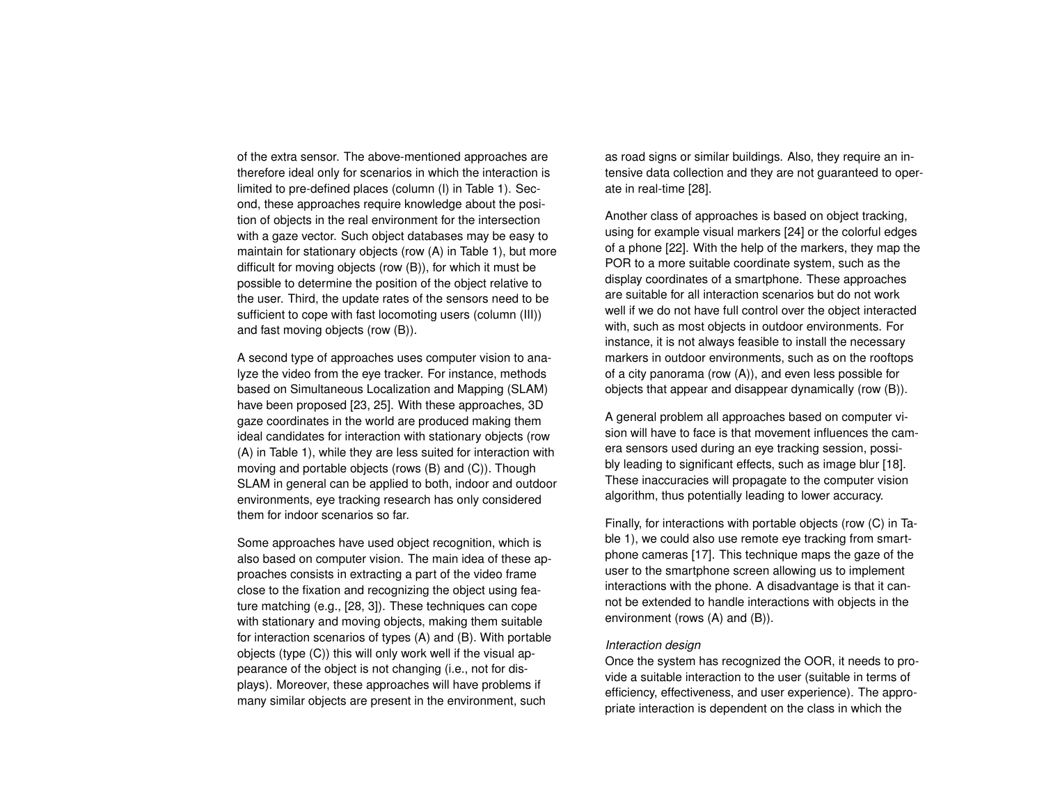of the extra sensor. The above-mentioned approaches are therefore ideal only for scenarios in which the interaction is limited to pre-defined places (column (I) in Table 1). Second, these approaches require knowledge about the position of objects in the real environment for the intersection with a gaze vector. Such object databases may be easy to maintain for stationary objects (row (A) in Table 1), but more difficult for moving objects (row (B)), for which it must be possible to determine the position of the object relative to the user. Third, the update rates of the sensors need to be sufficient to cope with fast locomoting users (column (III)) and fast moving objects (row (B)).

A second type of approaches uses computer vision to analyze the video from the eye tracker. For instance, methods based on Simultaneous Localization and Mapping (SLAM) have been proposed [23, 25]. With these approaches, 3D gaze coordinates in the world are produced making them ideal candidates for interaction with stationary objects (row (A) in Table 1), while they are less suited for interaction with moving and portable objects (rows (B) and (C)). Though SLAM in general can be applied to both, indoor and outdoor environments, eye tracking research has only considered them for indoor scenarios so far.

Some approaches have used object recognition, which is also based on computer vision. The main idea of these approaches consists in extracting a part of the video frame close to the fixation and recognizing the object using feature matching (e.g., [28, 3]). These techniques can cope with stationary and moving objects, making them suitable for interaction scenarios of types (A) and (B). With portable objects (type (C)) this will only work well if the visual appearance of the object is not changing (i.e., not for displays). Moreover, these approaches will have problems if many similar objects are present in the environment, such as road signs or similar buildings. Also, they require an intensive data collection and they are not guaranteed to operate in real-time [28].

Another class of approaches is based on object tracking, using for example visual markers [24] or the colorful edges of a phone [22]. With the help of the markers, they map the POR to a more suitable coordinate system, such as the display coordinates of a smartphone. These approaches are suitable for all interaction scenarios but do not work well if we do not have full control over the object interacted with, such as most objects in outdoor environments. For instance, it is not always feasible to install the necessary markers in outdoor environments, such as on the rooftops of a city panorama (row (A)), and even less possible for objects that appear and disappear dynamically (row (B)).

A general problem all approaches based on computer vision will have to face is that movement influences the camera sensors used during an eye tracking session, possibly leading to significant effects, such as image blur [18]. These inaccuracies will propagate to the computer vision algorithm, thus potentially leading to lower accuracy.

Finally, for interactions with portable objects (row (C) in Table 1), we could also use remote eye tracking from smartphone cameras [17]. This technique maps the gaze of the user to the smartphone screen allowing us to implement interactions with the phone. A disadvantage is that it cannot be extended to handle interactions with objects in the environment (rows (A) and (B)).

*Interaction design*

Once the system has recognized the OOR, it needs to provide a suitable interaction to the user (suitable in terms of efficiency, effectiveness, and user experience). The appropriate interaction is dependent on the class in which the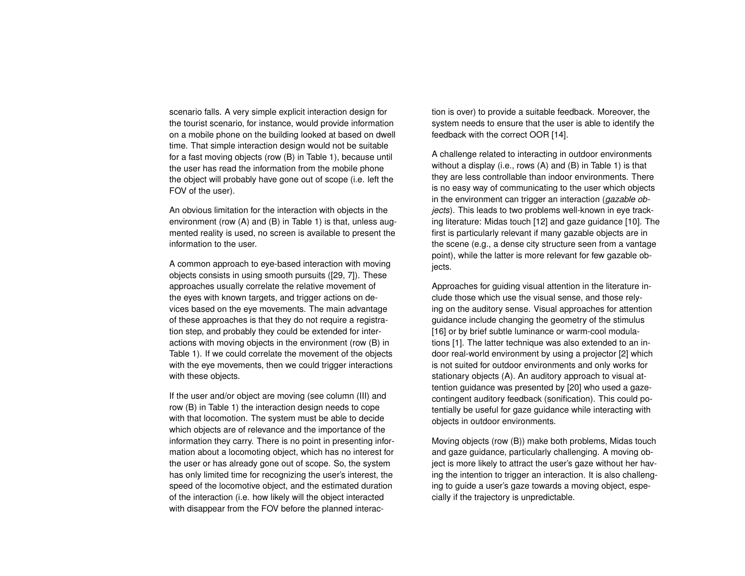scenario falls. A very simple explicit interaction design for the tourist scenario, for instance, would provide information on a mobile phone on the building looked at based on dwell time. That simple interaction design would not be suitable for a fast moving objects (row (B) in Table 1), because until the user has read the information from the mobile phone the object will probably have gone out of scope (i.e. left the FOV of the user).

An obvious limitation for the interaction with objects in the environment (row (A) and (B) in Table 1) is that, unless augmented reality is used, no screen is available to present the information to the user.

A common approach to eye-based interaction with moving objects consists in using smooth pursuits ([29, 7]). These approaches usually correlate the relative movement of the eyes with known targets, and trigger actions on devices based on the eye movements. The main advantage of these approaches is that they do not require a registration step, and probably they could be extended for interactions with moving objects in the environment (row (B) in Table 1). If we could correlate the movement of the objects with the eye movements, then we could trigger interactions with these objects.

If the user and/or object are moving (see column (III) and row (B) in Table 1) the interaction design needs to cope with that locomotion. The system must be able to decide which objects are of relevance and the importance of the information they carry. There is no point in presenting information about a locomoting object, which has no interest for the user or has already gone out of scope. So, the system has only limited time for recognizing the user's interest, the speed of the locomotive object, and the estimated duration of the interaction (i.e. how likely will the object interacted with disappear from the FOV before the planned interaction is over) to provide a suitable feedback. Moreover, the system needs to ensure that the user is able to identify the feedback with the correct OOR [14].

A challenge related to interacting in outdoor environments without a display (i.e., rows (A) and (B) in Table 1) is that they are less controllable than indoor environments. There is no easy way of communicating to the user which objects in the environment can trigger an interaction (*gazable objects*). This leads to two problems well-known in eye tracking literature: Midas touch [12] and gaze guidance [10]. The first is particularly relevant if many gazable objects are in the scene (e.g., a dense city structure seen from a vantage point), while the latter is more relevant for few gazable objects.

Approaches for guiding visual attention in the literature include those which use the visual sense, and those relying on the auditory sense. Visual approaches for attention guidance include changing the geometry of the stimulus [16] or by brief subtle luminance or warm-cool modulations [1]. The latter technique was also extended to an indoor real-world environment by using a projector [2] which is not suited for outdoor environments and only works for stationary objects (A). An auditory approach to visual attention guidance was presented by [20] who used a gaze-contingent auditory feedback (sonification). This could potentially be useful for gaze guidance while interacting with objects in outdoor environments.

Moving objects (row (B)) make both problems, Midas touch and gaze guidance, particularly challenging. A moving object is more likely to attract the user's gaze without her having the intention to trigger an interaction. It is also challenging to guide a user's gaze towards a moving object, especially if the trajectory is unpredictable.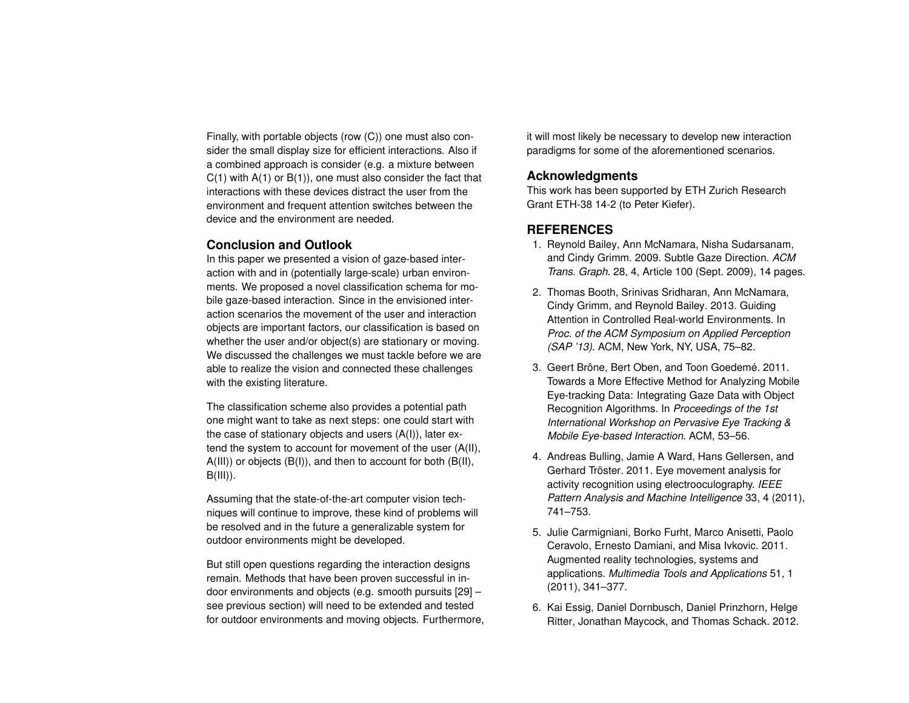Finally, with portable objects (row (C)) one must also consider the small display size for efficient interactions. Also if a combined approach is consider (e.g. a mixture between C(1) with A(1) or B(1)), one must also consider the fact that interactions with these devices distract the user from the environment and frequent attention switches between the device and the environment are needed.

## Conclusion and Outlook

In this paper we presented a vision of gaze-based interaction with and in (potentially large-scale) urban environments. We proposed a novel classification schema for mobile gaze-based interaction. Since in the envisioned interaction scenarios the movement of the user and interaction objects are important factors, our classification is based on whether the user and/or object(s) are stationary or moving. We discussed the challenges we must tackle before we are able to realize the vision and connected these challenges with the existing literature.

The classification scheme also provides a potential path one might want to take as next steps: one could start with the case of stationary objects and users (A(I)), later extend the system to account for movement of the user (A(II), A(III)) or objects (B(I)), and then to account for both (B(II), B(III)).

Assuming that the state-of-the-art computer vision techniques will continue to improve, these kind of problems will be resolved and in the future a generalizable system for outdoor environments might be developed.

But still open questions regarding the interaction designs remain. Methods that have been proven successful in indoor environments and objects (e.g. smooth pursuits [29] – see previous section) will need to be extended and tested for outdoor environments and moving objects. Furthermore, it will most likely be necessary to develop new interaction paradigms for some of the aforementioned scenarios.

## Acknowledgments

This work has been supported by ETH Zurich Research Grant ETH-38 14-2 (to Peter Kiefer).

## REFERENCES

1. Reynold Bailey, Ann McNamara, Nisha Sudarsanam, and Cindy Grimm. 2009. Subtle Gaze Direction. *ACM Trans. Graph.* 28, 4, Article 100 (Sept. 2009), 14 pages.
2. Thomas Booth, Srinivas Sridharan, Ann McNamara, Cindy Grimm, and Reynold Bailey. 2013. Guiding Attention in Controlled Real-world Environments. In *Proc. of the ACM Symposium on Applied Perception (SAP '13)*. ACM, New York, NY, USA, 75–82.
3. Geert Brône, Bert Oben, and Toon Goedemé. 2011. Towards a More Effective Method for Analyzing Mobile Eye-tracking Data: Integrating Gaze Data with Object Recognition Algorithms. In *Proceedings of the 1st International Workshop on Pervasive Eye Tracking & Mobile Eye-based Interaction*. ACM, 53–56.
4. Andreas Bulling, Jamie A Ward, Hans Gellersen, and Gerhard Tröster. 2011. Eye movement analysis for activity recognition using electrooculography. *IEEE Pattern Analysis and Machine Intelligence* 33, 4 (2011), 741–753.
5. Julie Carmigniani, Borko Furht, Marco Anisetti, Paolo Ceravolo, Ernesto Damiani, and Misa Ivkovic. 2011. Augmented reality technologies, systems and applications. *Multimedia Tools and Applications* 51, 1 (2011), 341–377.
6. Kai Essig, Daniel Dornbusch, Daniel Prinzhorn, Helge Ritter, Jonathan Maycock, and Thomas Schack. 2012.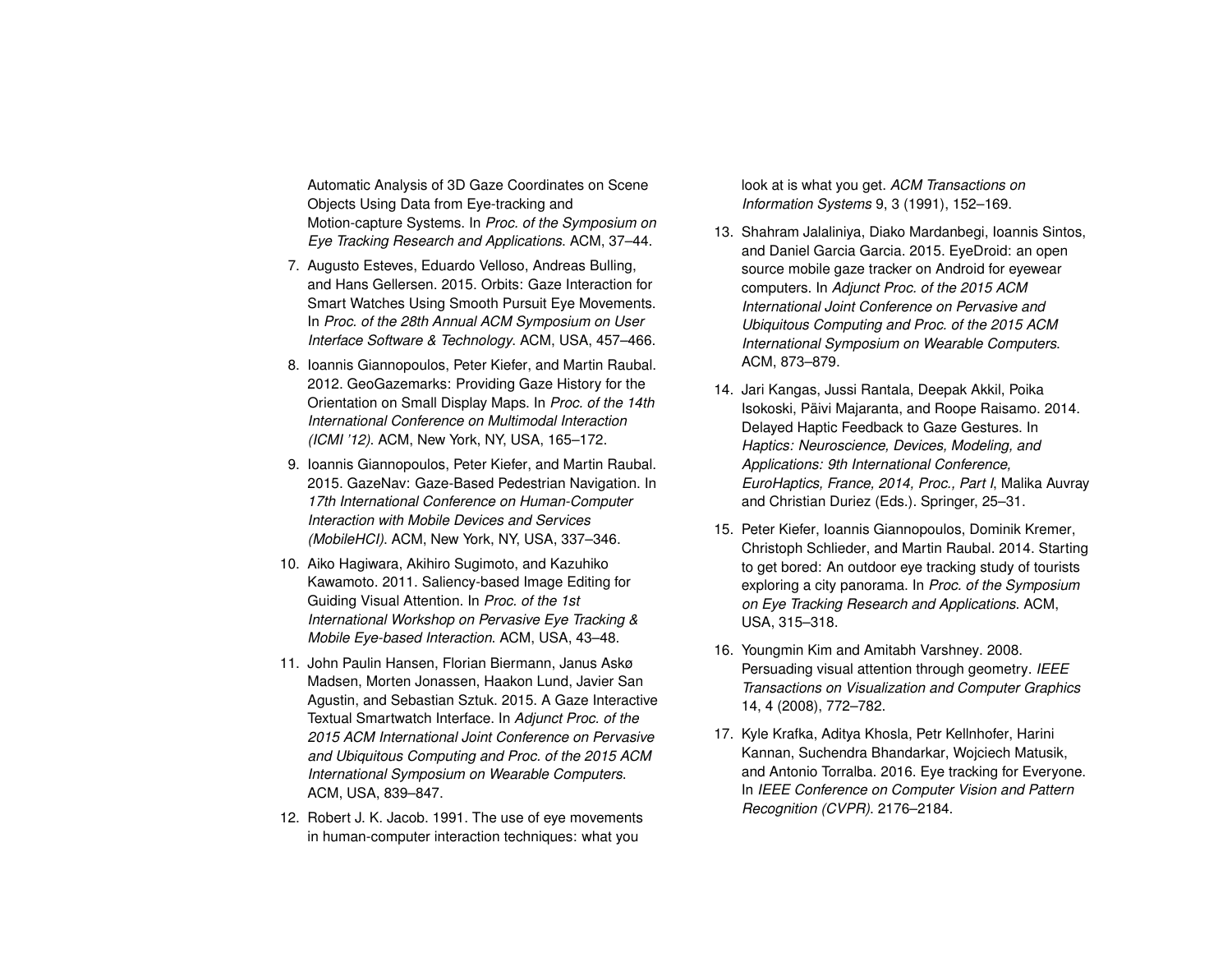Automatic Analysis of 3D Gaze Coordinates on Scene Objects Using Data from Eye-tracking and Motion-capture Systems. In *Proc. of the Symposium on Eye Tracking Research and Applications*. ACM, 37–44.

7. Augusto Esteves, Eduardo Velloso, Andreas Bulling, and Hans Gellersen. 2015. Orbits: Gaze Interaction for Smart Watches Using Smooth Pursuit Eye Movements. In *Proc. of the 28th Annual ACM Symposium on User Interface Software & Technology*. ACM, USA, 457–466.

8. Ioannis Giannopoulos, Peter Kiefer, and Martin Raubal. 2012. GeoGazemarks: Providing Gaze History for the Orientation on Small Display Maps. In *Proc. of the 14th International Conference on Multimodal Interaction (ICMI '12)*. ACM, New York, NY, USA, 165–172.

9. Ioannis Giannopoulos, Peter Kiefer, and Martin Raubal. 2015. GazeNav: Gaze-Based Pedestrian Navigation. In *17th International Conference on Human-Computer Interaction with Mobile Devices and Services (MobileHCI)*. ACM, New York, NY, USA, 337–346.

10. Aiko Hagiwara, Akihiro Sugimoto, and Kazuhiko Kawamoto. 2011. Saliency-based Image Editing for Guiding Visual Attention. In *Proc. of the 1st International Workshop on Pervasive Eye Tracking & Mobile Eye-based Interaction*. ACM, USA, 43–48.

11. John Paulin Hansen, Florian Biermann, Janus Askø Madsen, Morten Jonassen, Haakon Lund, Javier San Agustin, and Sebastian Sztuk. 2015. A Gaze Interactive Textual Smartwatch Interface. In *Adjunct Proc. of the 2015 ACM International Joint Conference on Pervasive and Ubiquitous Computing and Proc. of the 2015 ACM International Symposium on Wearable Computers*. ACM, USA, 839–847.

12. Robert J. K. Jacob. 1991. The use of eye movements in human-computer interaction techniques: what you look at is what you get. *ACM Transactions on Information Systems* 9, 3 (1991), 152–169.

13. Shahram Jalaliniya, Diako Mardanbegi, Ioannis Sintos, and Daniel Garcia Garcia. 2015. EyeDroid: an open source mobile gaze tracker on Android for eyewear computers. In *Adjunct Proc. of the 2015 ACM International Joint Conference on Pervasive and Ubiquitous Computing and Proc. of the 2015 ACM International Symposium on Wearable Computers*. ACM, 873–879.

14. Jari Kangas, Jussi Rantala, Deepak Akkil, Poika Isokoski, Päivi Majaranta, and Roope Raisamo. 2014. Delayed Haptic Feedback to Gaze Gestures. In *Haptics: Neuroscience, Devices, Modeling, and Applications: 9th International Conference, EuroHaptics, France, 2014, Proc., Part I*, Malika Auvray and Christian Duriez (Eds.). Springer, 25–31.

15. Peter Kiefer, Ioannis Giannopoulos, Dominik Kremer, Christoph Schlieder, and Martin Raubal. 2014. Starting to get bored: An outdoor eye tracking study of tourists exploring a city panorama. In *Proc. of the Symposium on Eye Tracking Research and Applications*. ACM, USA, 315–318.

16. Youngmin Kim and Amitabh Varshney. 2008. Persuading visual attention through geometry. *IEEE Transactions on Visualization and Computer Graphics* 14, 4 (2008), 772–782.

17. Kyle Krafka, Aditya Khosla, Petr Kellnhofer, Harini Kannan, Suchendra Bhandarkar, Wojciech Matusik, and Antonio Torralba. 2016. Eye tracking for Everyone. In *IEEE Conference on Computer Vision and Pattern Recognition (CVPR)*. 2176–2184.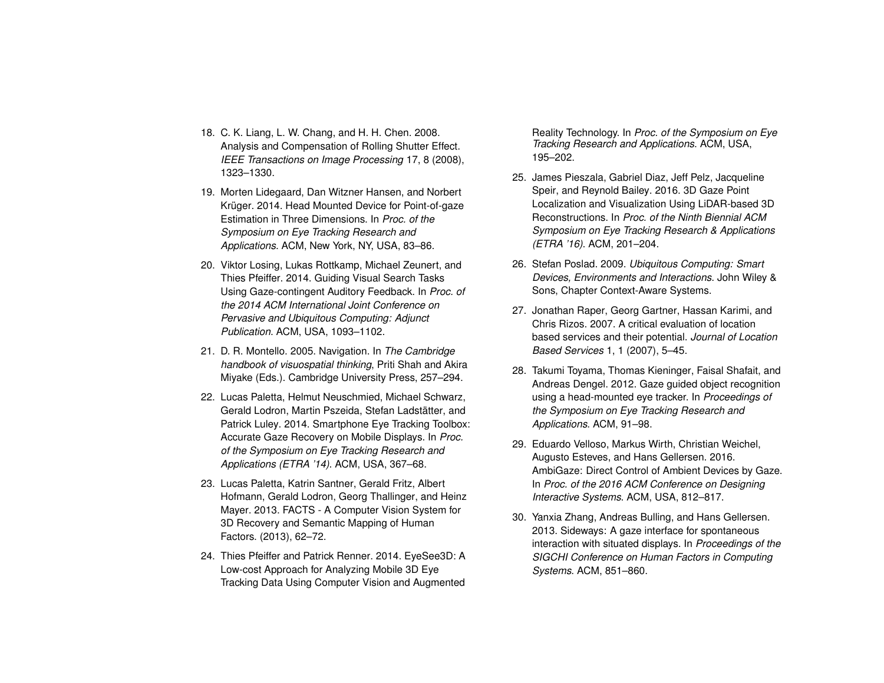18. C. K. Liang, L. W. Chang, and H. H. Chen. 2008. Analysis and Compensation of Rolling Shutter Effect. *IEEE Transactions on Image Processing* 17, 8 (2008), 1323–1330.

19. Morten Lidegaard, Dan Witzner Hansen, and Norbert Krüger. 2014. Head Mounted Device for Point-of-gaze Estimation in Three Dimensions. In *Proc. of the Symposium on Eye Tracking Research and Applications*. ACM, New York, NY, USA, 83–86.

20. Viktor Losing, Lukas Rottkamp, Michael Zeunert, and Thies Pfeiffer. 2014. Guiding Visual Search Tasks Using Gaze-contingent Auditory Feedback. In *Proc. of the 2014 ACM International Joint Conference on Pervasive and Ubiquitous Computing: Adjunct Publication*. ACM, USA, 1093–1102.

21. D. R. Montello. 2005. Navigation. In *The Cambridge handbook of visuospatial thinking*, Priti Shah and Akira Miyake (Eds.). Cambridge University Press, 257–294.

22. Lucas Paletta, Helmut Neuschmied, Michael Schwarz, Gerald Lodron, Martin Pszeida, Stefan Ladstätter, and Patrick Luley. 2014. Smartphone Eye Tracking Toolbox: Accurate Gaze Recovery on Mobile Displays. In *Proc. of the Symposium on Eye Tracking Research and Applications (ETRA '14)*. ACM, USA, 367–68.

23. Lucas Paletta, Katrin Santner, Gerald Fritz, Albert Hofmann, Gerald Lodron, Georg Thallinger, and Heinz Mayer. 2013. FACTS - A Computer Vision System for 3D Recovery and Semantic Mapping of Human Factors. (2013), 62–72.

24. Thies Pfeiffer and Patrick Renner. 2014. EyeSee3D: A Low-cost Approach for Analyzing Mobile 3D Eye Tracking Data Using Computer Vision and Augmented Reality Technology. In *Proc. of the Symposium on Eye Tracking Research and Applications*. ACM, USA, 195–202.

25. James Pieszala, Gabriel Diaz, Jeff Pelz, Jacqueline Speir, and Reynold Bailey. 2016. 3D Gaze Point Localization and Visualization Using LiDAR-based 3D Reconstructions. In *Proc. of the Ninth Biennial ACM Symposium on Eye Tracking Research & Applications (ETRA '16)*. ACM, 201–204.

26. Stefan Poslad. 2009. *Ubiquitous Computing: Smart Devices, Environments and Interactions*. John Wiley & Sons, Chapter Context-Aware Systems.

27. Jonathan Raper, Georg Gartner, Hassan Karimi, and Chris Rizos. 2007. A critical evaluation of location based services and their potential. *Journal of Location Based Services* 1, 1 (2007), 5–45.

28. Takumi Toyama, Thomas Kieninger, Faisal Shafait, and Andreas Dengel. 2012. Gaze guided object recognition using a head-mounted eye tracker. In *Proceedings of the Symposium on Eye Tracking Research and Applications*. ACM, 91–98.

29. Eduardo Velloso, Markus Wirth, Christian Weichel, Augusto Esteves, and Hans Gellersen. 2016. AmbiGaze: Direct Control of Ambient Devices by Gaze. In *Proc. of the 2016 ACM Conference on Designing Interactive Systems*. ACM, USA, 812–817.

30. Yanxia Zhang, Andreas Bulling, and Hans Gellersen. 2013. Sideways: A gaze interface for spontaneous interaction with situated displays. In *Proceedings of the SIGCHI Conference on Human Factors in Computing Systems*. ACM, 851–860.